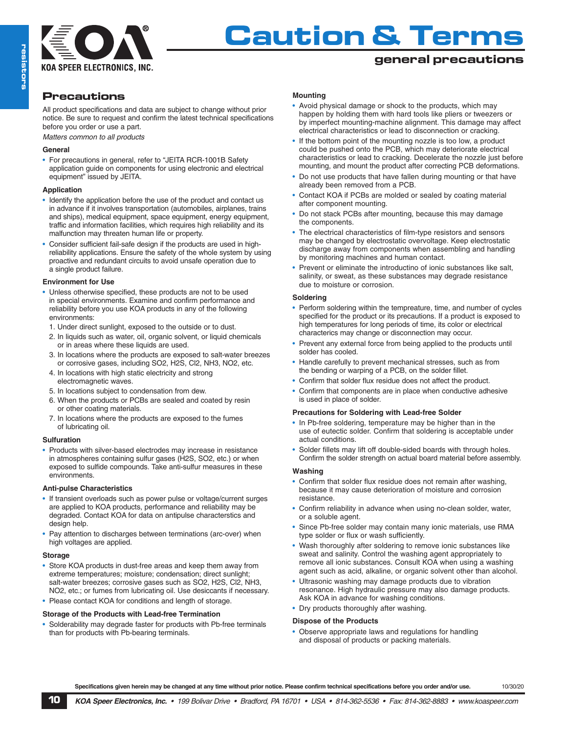# Caution & Terms

## general precautions

## Precautions

All product specifications and data are subject to change without prior notice. Be sure to request and confirm the latest technical specifications before you order or use a part.

*Matters common to all products*

### General

- For precautions in general, refer to "JEITA RCR-1001B Safety application guide on components for using electronic and electrical equipment" issued by JEITA.

### Application

- Identify the application before the use of the product and contact us in advance if it involves transportation (automobiles, airplanes, trains and ships), medical equipment, space equipment, energy equipment, traffic and information facilities, which requires high reliability and its malfunction may threaten human life or property.
- Consider sufficient fail-safe design if the products are used in high-reliability applications. Ensure the safety of the whole system by using proactive and redundant circuits to avoid unsafe operation due to a single product failure.

### Environment for Use

- Unless otherwise specified, these products are not to be used in special environments. Examine and confirm performance and reliability before you use KOA products in any of the following environments:
  1. Under direct sunlight, exposed to the outside or to dust.
  2. In liquids such as water, oil, organic solvent, or liquid chemicals or in areas where these liquids are used.
  3. In locations where the products are exposed to salt-water breezes or corrosive gases, including SO2, H2S, Cl2, NH3, NO2, etc.
  4. In locations with high static electricity and strong electromagnetic waves.
  5. In locations subject to condensation from dew.
  6. When the products or PCBs are sealed and coated by resin or other coating materials.
  7. In locations where the products are exposed to the fumes of lubricating oil.

### Sulfuration

- Products with silver-based electrodes may increase in resistance in atmospheres containing sulfur gases (H2S, SO2, etc.) or when exposed to sulfide compounds. Take anti-sulfur measures in these environments.

### Anti-pulse Characteristics

- If transient overloads such as power pulse or voltage/current surges are applied to KOA products, performance and reliability may be degraded. Contact KOA for data on antipulse characterstics and design help.
- Pay attention to discharges between terminations (arc-over) when high voltages are applied.

### Storage

- Store KOA products in dust-free areas and keep them away from extreme temperatures; moisture; condensation; direct sunlight; salt-water breezes; corrosive gases such as SO2, H2S, Cl2, NH3, NO2, etc.; or fumes from lubricating oil. Use desiccants if necessary.
- Please contact KOA for conditions and length of storage.

### Storage of the Products with Lead-free Termination

- Solderability may degrade faster for products with Pb-free terminals than for products with Pb-bearing terminals.

### Mounting

- Avoid physical damage or shock to the products, which may happen by holding them with hard tools like pliers or tweezers or by imperfect mounting-machine alignment. This damage may affect electrical characteristics or lead to disconnection or cracking.
- If the bottom point of the mounting nozzle is too low, a product could be pushed onto the PCB, which may deteriorate electrical characteristics or lead to cracking. Decelerate the nozzle just before mounting, and mount the product after correcting PCB deformations.
- Do not use products that have fallen during mounting or that have already been removed from a PCB.
- Contact KOA if PCBs are molded or sealed by coating material after component mounting.
- Do not stack PCBs after mounting, because this may damage the components.
- The electrical characteristics of film-type resistors and sensors may be changed by electrostatic overvoltage. Keep electrostatic discharge away from components when assembling and handling by monitoring machines and human contact.
- Prevent or eliminate the introductino of ionic substances like salt, salinity, or sweat, as these substances may degrade resistance due to moisture or corrosion.

### Soldering

- Perform soldering within the tempreature, time, and number of cycles specified for the product or its precautions. If a product is exposed to high temperatures for long periods of time, its color or electrical characterics may change or disconnection may occur.
- Prevent any external force from being applied to the products until solder has cooled.
- Handle carefully to prevent mechanical stresses, such as from the bending or warping of a PCB, on the solder fillet.
- Confirm that solder flux residue does not affect the product.
- Confirm that components are in place when conductive adhesive is used in place of solder.

### Precautions for Soldering with Lead-free Solder

- In Pb-free soldering, temperature may be higher than in the use of eutectic solder. Confirm that soldering is acceptable under actual conditions.
- Solder fillets may lift off double-sided boards with through holes. Confirm the solder strength on actual board material before assembly.

### Washing

- Confirm that solder flux residue does not remain after washing, because it may cause deterioration of moisture and corrosion resistance.
- Confirm reliability in advance when using no-clean solder, water, or a soluble agent.
- Since Pb-free solder may contain many ionic materials, use RMA type solder or flux or wash sufficiently.
- Wash thoroughly after soldering to remove ionic substances like sweat and salinity. Control the washing agent appropriately to remove all ionic substances. Consult KOA when using a washing agent such as acid, alkaline, or organic solvent other than alcohol.
- Ultrasonic washing may damage products due to vibration resonance. High hydraulic pressure may also damage products. Ask KOA in advance for washing conditions.
- Dry products thoroughly after washing.

### Dispose of the Products

- Observe appropriate laws and regulations for handling and disposal of products or packing materials.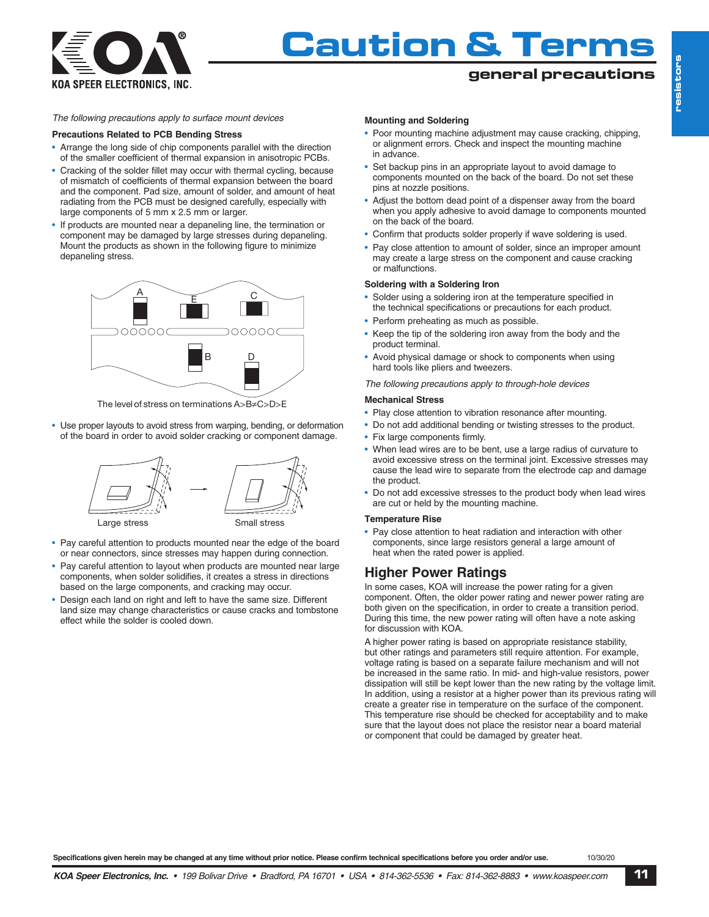# Caution & Terms

## general precautions

*The following precautions apply to surface mount devices*

### Precautions Related to PCB Bending Stress

- Arrange the long side of chip components parallel with the direction of the smaller coefficient of thermal expansion in anisotropic PCBs.
- Cracking of the solder fillet may occur with thermal cycling, because of mismatch of coefficients of thermal expansion between the board and the component. Pad size, amount of solder, and amount of heat radiating from the PCB must be designed carefully, especially with large components of 5 mm x 2.5 mm or larger.
- If products are mounted near a depaneling line, the termination or component may be damaged by large stresses during depaneling. Mount the products as shown in the following figure to minimize depaneling stress.

A
E
C
B
D

The level of stress on terminations A>B≠C>D>E

- Use proper layouts to avoid stress from warping, bending, or deformation of the board in order to avoid solder cracking or component damage.

Large stress
Small stress

- Pay careful attention to products mounted near the edge of the board or near connectors, since stresses may happen during connection.
- Pay careful attention to layout when products are mounted near large components, when solder solidifies, it creates a stress in directions based on the large components, and cracking may occur.
- Design each land on right and left to have the same size. Different land size may change characteristics or cause cracks and tombstone effect while the solder is cooled down.

### Mounting and Soldering

- Poor mounting machine adjustment may cause cracking, chipping, or alignment errors. Check and inspect the mounting machine in advance.
- Set backup pins in an appropriate layout to avoid damage to components mounted on the back of the board. Do not set these pins at nozzle positions.
- Adjust the bottom dead point of a dispenser away from the board when you apply adhesive to avoid damage to components mounted on the back of the board.
- Confirm that products solder properly if wave soldering is used.
- Pay close attention to amount of solder, since an improper amount may create a large stress on the component and cause cracking or malfunctions.

### Soldering with a Soldering Iron

- Solder using a soldering iron at the temperature specified in the technical specifications or precautions for each product.
- Perform preheating as much as possible.
- Keep the tip of the soldering iron away from the body and the product terminal.
- Avoid physical damage or shock to components when using hard tools like pliers and tweezers.

*The following precautions apply to through-hole devices*

### Mechanical Stress

- Play close attention to vibration resonance after mounting.
- Do not add additional bending or twisting stresses to the product.
- Fix large components firmly.
- When lead wires are to be bent, use a large radius of curvature to avoid excessive stress on the terminal joint. Excessive stresses may cause the lead wire to separate from the electrode cap and damage the product.
- Do not add excessive stresses to the product body when lead wires are cut or held by the mounting machine.

### Temperature Rise

- Pay close attention to heat radiation and interaction with other components, since large resistors general a large amount of heat when the rated power is applied.

## Higher Power Ratings

In some cases, KOA will increase the power rating for a given component. Often, the older power rating and newer power rating are both given on the specification, in order to create a transition period. During this time, the new power rating will often have a note asking for discussion with KOA.

A higher power rating is based on appropriate resistance stability, but other ratings and parameters still require attention. For example, voltage rating is based on a separate failure mechanism and will not be increased in the same ratio. In mid- and high-value resistors, power dissipation will still be kept lower than the new rating by the voltage limit. In addition, using a resistor at a higher power than its previous rating will create a greater rise in temperature on the surface of the component. This temperature rise should be checked for acceptability and to make sure that the layout does not place the resistor near a board material or component that could be damaged by greater heat.

**Specifications given herein may be changed at any time without prior notice. Please confirm technical specifications before you order and/or use.** 10/30/20